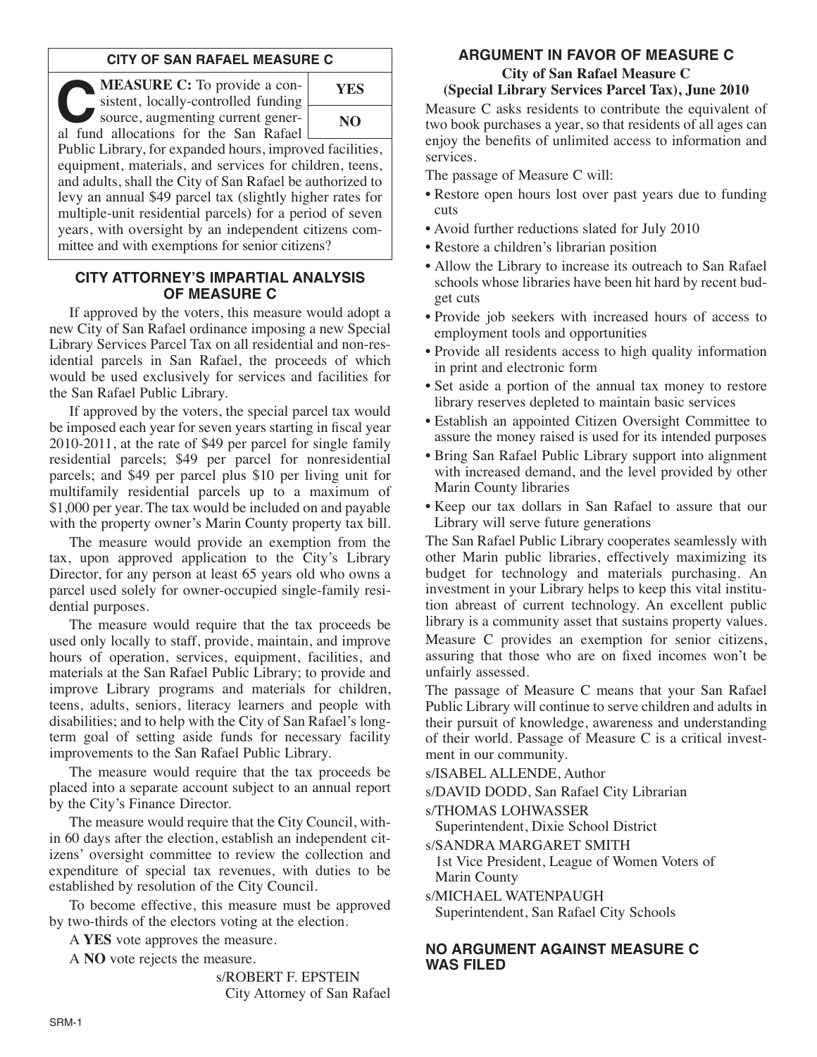## CITY OF SAN RAFAEL MEASURE C

**MEASURE C:** To provide a consistent, locally-controlled funding source, augmenting current general fund allocations for the San Rafael Public Library, for expanded hours, improved facilities, equipment, materials, and services for children, teens, and adults, shall the City of San Rafael be authorized to levy an annual $49 parcel tax (slightly higher rates for multiple-unit residential parcels) for a period of seven years, with oversight by an independent citizens committee and with exemptions for senior citizens?

| YES |
| --- |
| NO |

## CITY ATTORNEY'S IMPARTIAL ANALYSIS OF MEASURE C

If approved by the voters, this measure would adopt a new City of San Rafael ordinance imposing a new Special Library Services Parcel Tax on all residential and non-residential parcels in San Rafael, the proceeds of which would be used exclusively for services and facilities for the San Rafael Public Library.

If approved by the voters, the special parcel tax would be imposed each year for seven years starting in fiscal year 2010-2011, at the rate of $49 per parcel for single family residential parcels; $49 per parcel for nonresidential parcels; and $49 per parcel plus $10 per living unit for multifamily residential parcels up to a maximum of $1,000 per year. The tax would be included on and payable with the property owner's Marin County property tax bill.

The measure would provide an exemption from the tax, upon approved application to the City's Library Director, for any person at least 65 years old who owns a parcel used solely for owner-occupied single-family residential purposes.

The measure would require that the tax proceeds be used only locally to staff, provide, maintain, and improve hours of operation, services, equipment, facilities, and materials at the San Rafael Public Library; to provide and improve Library programs and materials for children, teens, adults, seniors, literacy learners and people with disabilities; and to help with the City of San Rafael's long-term goal of setting aside funds for necessary facility improvements to the San Rafael Public Library.

The measure would require that the tax proceeds be placed into a separate account subject to an annual report by the City's Finance Director.

The measure would require that the City Council, within 60 days after the election, establish an independent citizens' oversight committee to review the collection and expenditure of special tax revenues, with duties to be established by resolution of the City Council.

To become effective, this measure must be approved by two-thirds of the electors voting at the election.

A **YES** vote approves the measure.

A **NO** vote rejects the measure.

s/ROBERT F. EPSTEIN
City Attorney of San Rafael

## ARGUMENT IN FAVOR OF MEASURE C

**City of San Rafael Measure C**
**(Special Library Services Parcel Tax), June 2010**

Measure C asks residents to contribute the equivalent of two book purchases a year, so that residents of all ages can enjoy the benefits of unlimited access to information and services.

The passage of Measure C will:

- Restore open hours lost over past years due to funding cuts
- Avoid further reductions slated for July 2010
- Restore a children's librarian position
- Allow the Library to increase its outreach to San Rafael schools whose libraries have been hit hard by recent budget cuts
- Provide job seekers with increased hours of access to employment tools and opportunities
- Provide all residents access to high quality information in print and electronic form
- Set aside a portion of the annual tax money to restore library reserves depleted to maintain basic services
- Establish an appointed Citizen Oversight Committee to assure the money raised is used for its intended purposes
- Bring San Rafael Public Library support into alignment with increased demand, and the level provided by other Marin County libraries
- Keep our tax dollars in San Rafael to assure that our Library will serve future generations

The San Rafael Public Library cooperates seamlessly with other Marin public libraries, effectively maximizing its budget for technology and materials purchasing. An investment in your Library helps to keep this vital institution abreast of current technology. An excellent public library is a community asset that sustains property values.

Measure C provides an exemption for senior citizens, assuring that those who are on fixed incomes won't be unfairly assessed.

The passage of Measure C means that your San Rafael Public Library will continue to serve children and adults in their pursuit of knowledge, awareness and understanding of their world. Passage of Measure C is a critical investment in our community.

s/ISABEL ALLENDE, Author

s/DAVID DODD, San Rafael City Librarian

s/THOMAS LOHWASSER
Superintendent, Dixie School District

s/SANDRA MARGARET SMITH
1st Vice President, League of Women Voters of Marin County

s/MICHAEL WATENPAUGH
Superintendent, San Rafael City Schools

## NO ARGUMENT AGAINST MEASURE C WAS FILED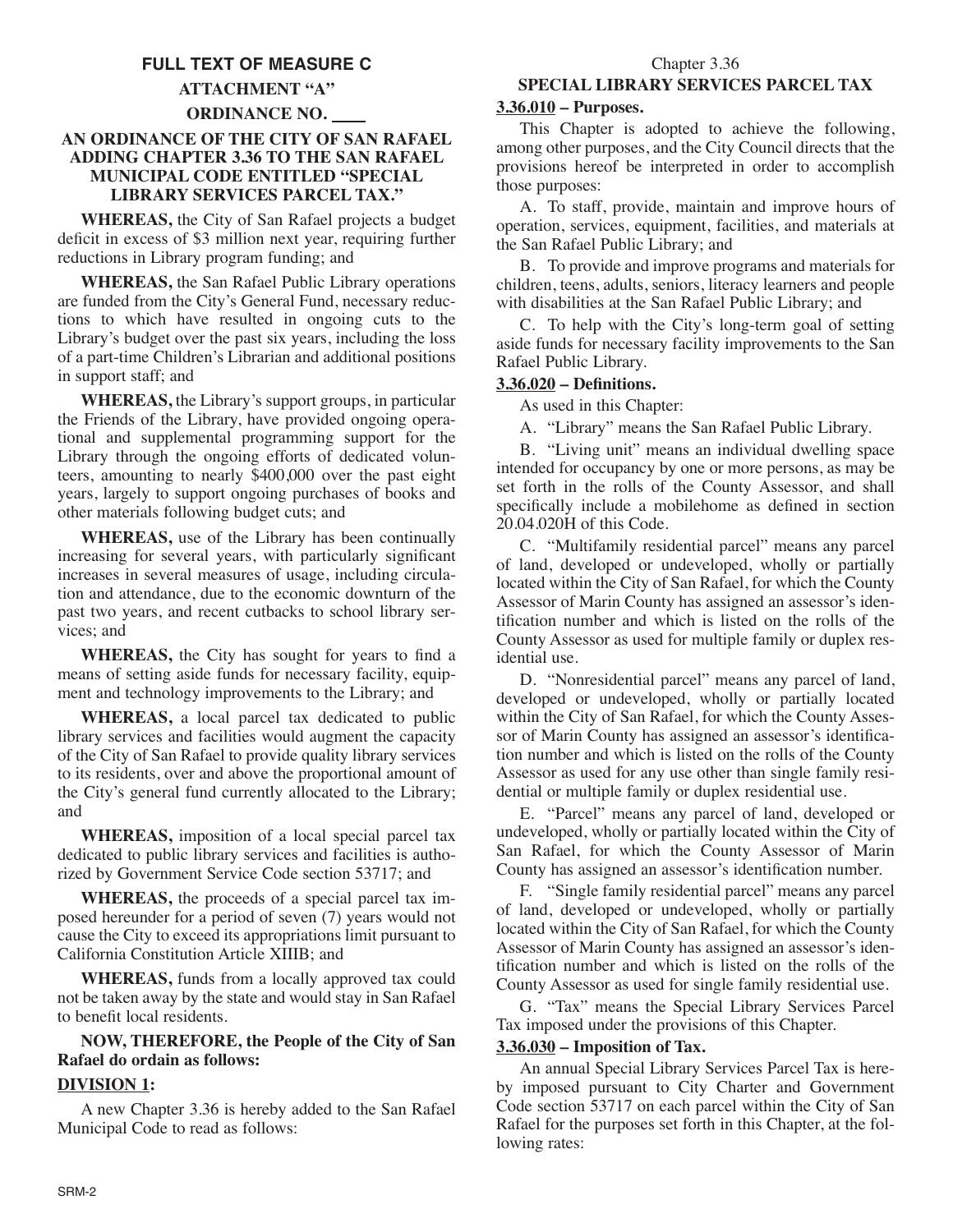## FULL TEXT OF MEASURE C

### ATTACHMENT "A"

### ORDINANCE NO. ____

### AN ORDINANCE OF THE CITY OF SAN RAFAEL ADDING CHAPTER 3.36 TO THE SAN RAFAEL MUNICIPAL CODE ENTITLED "SPECIAL LIBRARY SERVICES PARCEL TAX."

**WHEREAS,** the City of San Rafael projects a budget deficit in excess of $3 million next year, requiring further reductions in Library program funding; and

**WHEREAS,** the San Rafael Public Library operations are funded from the City's General Fund, necessary reductions to which have resulted in ongoing cuts to the Library's budget over the past six years, including the loss of a part-time Children's Librarian and additional positions in support staff; and

**WHEREAS,** the Library's support groups, in particular the Friends of the Library, have provided ongoing operational and supplemental programming support for the Library through the ongoing efforts of dedicated volunteers, amounting to nearly $400,000 over the past eight years, largely to support ongoing purchases of books and other materials following budget cuts; and

**WHEREAS,** use of the Library has been continually increasing for several years, with particularly significant increases in several measures of usage, including circulation and attendance, due to the economic downturn of the past two years, and recent cutbacks to school library services; and

**WHEREAS,** the City has sought for years to find a means of setting aside funds for necessary facility, equipment and technology improvements to the Library; and

**WHEREAS,** a local parcel tax dedicated to public library services and facilities would augment the capacity of the City of San Rafael to provide quality library services to its residents, over and above the proportional amount of the City's general fund currently allocated to the Library; and

**WHEREAS,** imposition of a local special parcel tax dedicated to public library services and facilities is authorized by Government Service Code section 53717; and

**WHEREAS,** the proceeds of a special parcel tax imposed hereunder for a period of seven (7) years would not cause the City to exceed its appropriations limit pursuant to California Constitution Article XIIIB; and

**WHEREAS,** funds from a locally approved tax could not be taken away by the state and would stay in San Rafael to benefit local residents.

**NOW, THEREFORE, the People of the City of San Rafael do ordain as follows:**

**DIVISION 1:**

A new Chapter 3.36 is hereby added to the San Rafael Municipal Code to read as follows:

Chapter 3.36

**SPECIAL LIBRARY SERVICES PARCEL TAX**

**3.36.010 – Purposes.**

This Chapter is adopted to achieve the following, among other purposes, and the City Council directs that the provisions hereof be interpreted in order to accomplish those purposes:

A. To staff, provide, maintain and improve hours of operation, services, equipment, facilities, and materials at the San Rafael Public Library; and

B. To provide and improve programs and materials for children, teens, adults, seniors, literacy learners and people with disabilities at the San Rafael Public Library; and

C. To help with the City's long-term goal of setting aside funds for necessary facility improvements to the San Rafael Public Library.

**3.36.020 – Definitions.**

As used in this Chapter:

A. "Library" means the San Rafael Public Library.

B. "Living unit" means an individual dwelling space intended for occupancy by one or more persons, as may be set forth in the rolls of the County Assessor, and shall specifically include a mobilehome as defined in section 20.04.020H of this Code.

C. "Multifamily residential parcel" means any parcel of land, developed or undeveloped, wholly or partially located within the City of San Rafael, for which the County Assessor of Marin County has assigned an assessor's identification number and which is listed on the rolls of the County Assessor as used for multiple family or duplex residential use.

D. "Nonresidential parcel" means any parcel of land, developed or undeveloped, wholly or partially located within the City of San Rafael, for which the County Assessor of Marin County has assigned an assessor's identification number and which is listed on the rolls of the County Assessor as used for any use other than single family residential or multiple family or duplex residential use.

E. "Parcel" means any parcel of land, developed or undeveloped, wholly or partially located within the City of San Rafael, for which the County Assessor of Marin County has assigned an assessor's identification number.

F. "Single family residential parcel" means any parcel of land, developed or undeveloped, wholly or partially located within the City of San Rafael, for which the County Assessor of Marin County has assigned an assessor's identification number and which is listed on the rolls of the County Assessor as used for single family residential use.

G. "Tax" means the Special Library Services Parcel Tax imposed under the provisions of this Chapter.

**3.36.030 – Imposition of Tax.**

An annual Special Library Services Parcel Tax is hereby imposed pursuant to City Charter and Government Code section 53717 on each parcel within the City of San Rafael for the purposes set forth in this Chapter, at the following rates: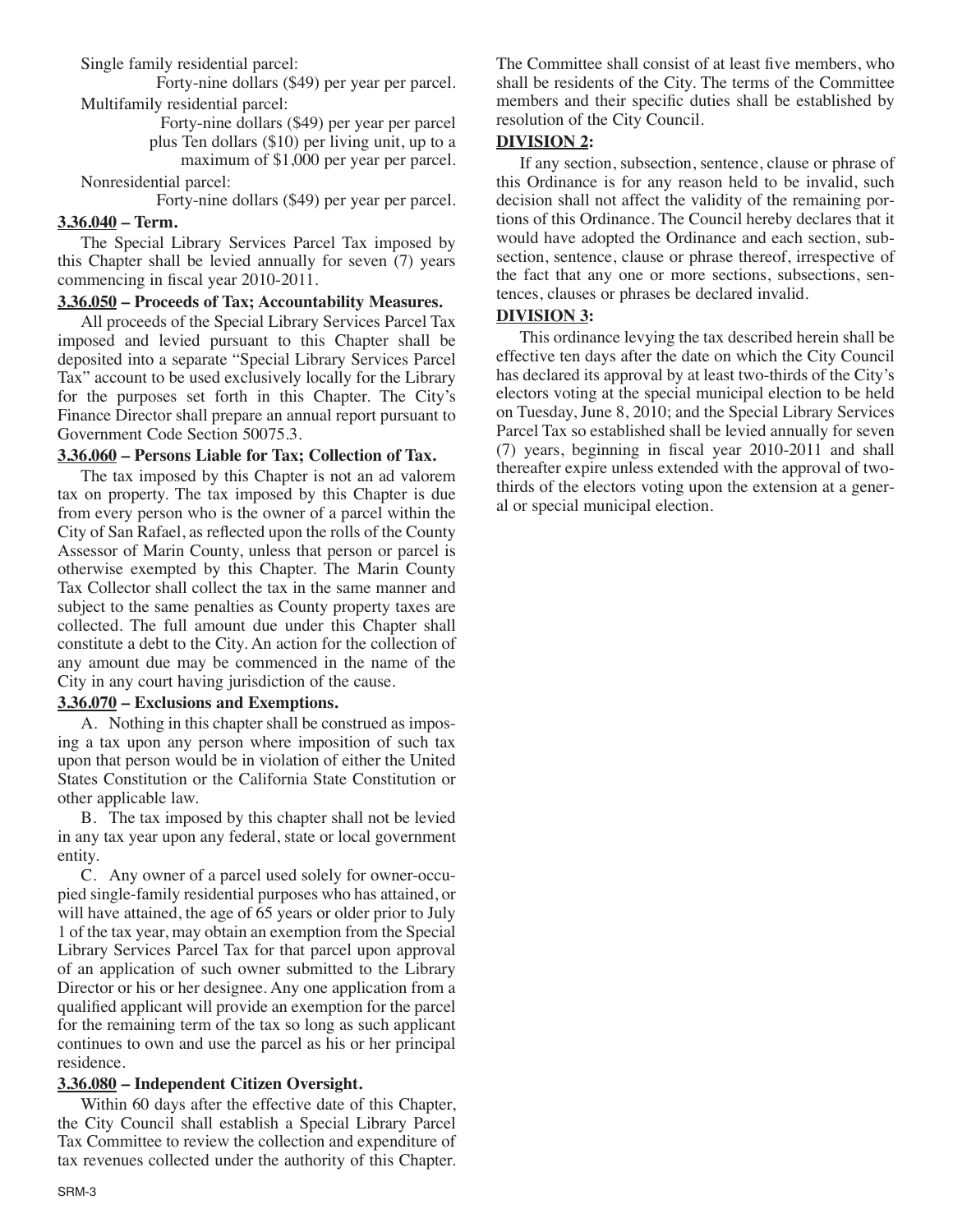Single family residential parcel:

Forty-nine dollars ($49) per year per parcel.

Multifamily residential parcel:

Forty-nine dollars ($49) per year per parcel plus Ten dollars ($10) per living unit, up to a maximum of $1,000 per year per parcel.

Nonresidential parcel:

Forty-nine dollars ($49) per year per parcel.

**3.36.040 – Term.**

The Special Library Services Parcel Tax imposed by this Chapter shall be levied annually for seven (7) years commencing in fiscal year 2010-2011.

**3.36.050 – Proceeds of Tax; Accountability Measures.**

All proceeds of the Special Library Services Parcel Tax imposed and levied pursuant to this Chapter shall be deposited into a separate "Special Library Services Parcel Tax" account to be used exclusively locally for the Library for the purposes set forth in this Chapter. The City's Finance Director shall prepare an annual report pursuant to Government Code Section 50075.3.

**3.36.060 – Persons Liable for Tax; Collection of Tax.**

The tax imposed by this Chapter is not an ad valorem tax on property. The tax imposed by this Chapter is due from every person who is the owner of a parcel within the City of San Rafael, as reflected upon the rolls of the County Assessor of Marin County, unless that person or parcel is otherwise exempted by this Chapter. The Marin County Tax Collector shall collect the tax in the same manner and subject to the same penalties as County property taxes are collected. The full amount due under this Chapter shall constitute a debt to the City. An action for the collection of any amount due may be commenced in the name of the City in any court having jurisdiction of the cause.

**3.36.070 – Exclusions and Exemptions.**

A. Nothing in this chapter shall be construed as imposing a tax upon any person where imposition of such tax upon that person would be in violation of either the United States Constitution or the California State Constitution or other applicable law.

B. The tax imposed by this chapter shall not be levied in any tax year upon any federal, state or local government entity.

C. Any owner of a parcel used solely for owner-occupied single-family residential purposes who has attained, or will have attained, the age of 65 years or older prior to July 1 of the tax year, may obtain an exemption from the Special Library Services Parcel Tax for that parcel upon approval of an application of such owner submitted to the Library Director or his or her designee. Any one application from a qualified applicant will provide an exemption for the parcel for the remaining term of the tax so long as such applicant continues to own and use the parcel as his or her principal residence.

**3.36.080 – Independent Citizen Oversight.**

Within 60 days after the effective date of this Chapter, the City Council shall establish a Special Library Parcel Tax Committee to review the collection and expenditure of tax revenues collected under the authority of this Chapter. The Committee shall consist of at least five members, who shall be residents of the City. The terms of the Committee members and their specific duties shall be established by resolution of the City Council.

**DIVISION 2:**

If any section, subsection, sentence, clause or phrase of this Ordinance is for any reason held to be invalid, such decision shall not affect the validity of the remaining portions of this Ordinance. The Council hereby declares that it would have adopted the Ordinance and each section, subsection, sentence, clause or phrase thereof, irrespective of the fact that any one or more sections, subsections, sentences, clauses or phrases be declared invalid.

**DIVISION 3:**

This ordinance levying the tax described herein shall be effective ten days after the date on which the City Council has declared its approval by at least two-thirds of the City's electors voting at the special municipal election to be held on Tuesday, June 8, 2010; and the Special Library Services Parcel Tax so established shall be levied annually for seven (7) years, beginning in fiscal year 2010-2011 and shall thereafter expire unless extended with the approval of two-thirds of the electors voting upon the extension at a general or special municipal election.